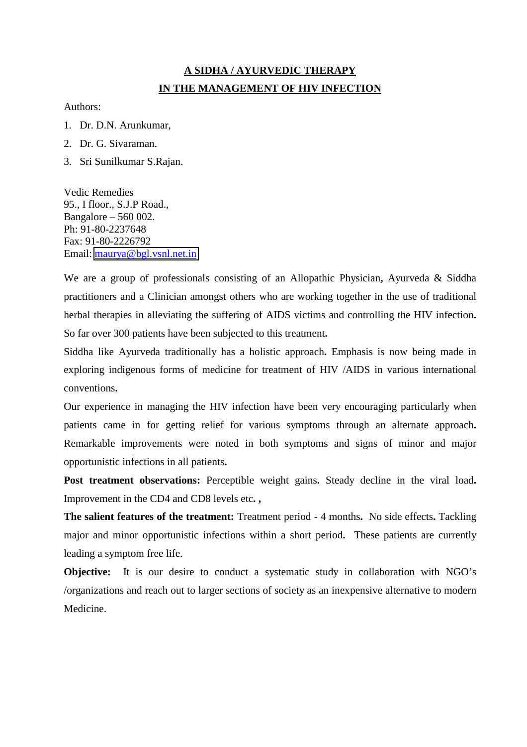# A SIDHA / AYURVEDIC THERAPY IN THE MANAGEMENT OF HIV INFECTION

Authors:

1. Dr. D.N. Arunkumar,
2. Dr. G. Sivaraman.
3. Sri Sunilkumar S.Rajan.

Vedic Remedies
95., I floor., S.J.P Road.,
Bangalore – 560 002.
Ph: 91-80-2237648
Fax: 91-80-2226792
Email: maurya@bgl.vsnl.net.in

We are a group of professionals consisting of an Allopathic Physician**,** Ayurveda & Siddha practitioners and a Clinician amongst others who are working together in the use of traditional herbal therapies in alleviating the suffering of AIDS victims and controlling the HIV infection**.** So far over 300 patients have been subjected to this treatment**.**

Siddha like Ayurveda traditionally has a holistic approach**.** Emphasis is now being made in exploring indigenous forms of medicine for treatment of HIV /AIDS in various international conventions**.**

Our experience in managing the HIV infection have been very encouraging particularly when patients came in for getting relief for various symptoms through an alternate approach**.** Remarkable improvements were noted in both symptoms and signs of minor and major opportunistic infections in all patients**.**

**Post treatment observations:** Perceptible weight gains**.** Steady decline in the viral load**.** Improvement in the CD4 and CD8 levels etc**. ,**

**The salient features of the treatment:** Treatment period - 4 months**.** No side effects**.** Tackling major and minor opportunistic infections within a short period**.** These patients are currently leading a symptom free life.

**Objective:** It is our desire to conduct a systematic study in collaboration with NGO's /organizations and reach out to larger sections of society as an inexpensive alternative to modern Medicine.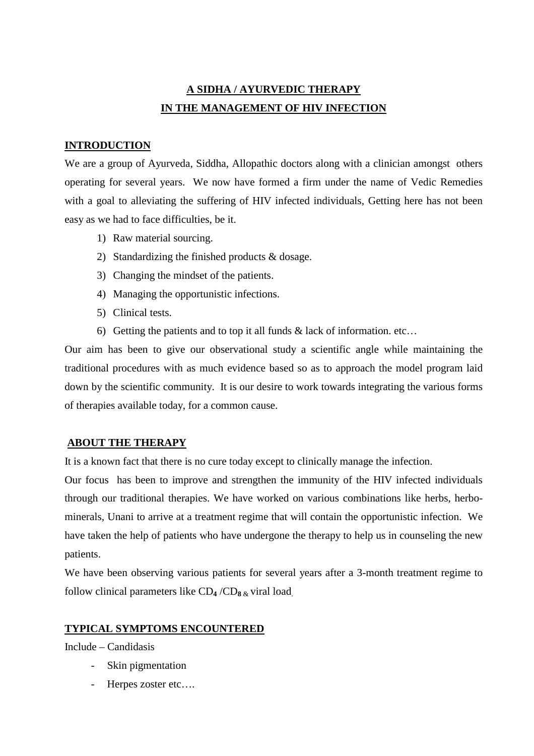# A SIDHA / AYURVEDIC THERAPY IN THE MANAGEMENT OF HIV INFECTION

## INTRODUCTION

We are a group of Ayurveda, Siddha, Allopathic doctors along with a clinician amongst others operating for several years. We now have formed a firm under the name of Vedic Remedies with a goal to alleviating the suffering of HIV infected individuals, Getting here has not been easy as we had to face difficulties, be it.

1) Raw material sourcing.
2) Standardizing the finished products & dosage.
3) Changing the mindset of the patients.
4) Managing the opportunistic infections.
5) Clinical tests.
6) Getting the patients and to top it all funds & lack of information. etc…

Our aim has been to give our observational study a scientific angle while maintaining the traditional procedures with as much evidence based so as to approach the model program laid down by the scientific community. It is our desire to work towards integrating the various forms of therapies available today, for a common cause.

## ABOUT THE THERAPY

It is a known fact that there is no cure today except to clinically manage the infection.

Our focus has been to improve and strengthen the immunity of the HIV infected individuals through our traditional therapies. We have worked on various combinations like herbs, herbo-minerals, Unani to arrive at a treatment regime that will contain the opportunistic infection. We have taken the help of patients who have undergone the therapy to help us in counseling the new patients.

We have been observing various patients for several years after a 3-month treatment regime to follow clinical parameters like $CD_4$ /$CD_8$ & viral load.

## TYPICAL SYMPTOMS ENCOUNTERED

Include – Candidasis

- Skin pigmentation
- Herpes zoster etc….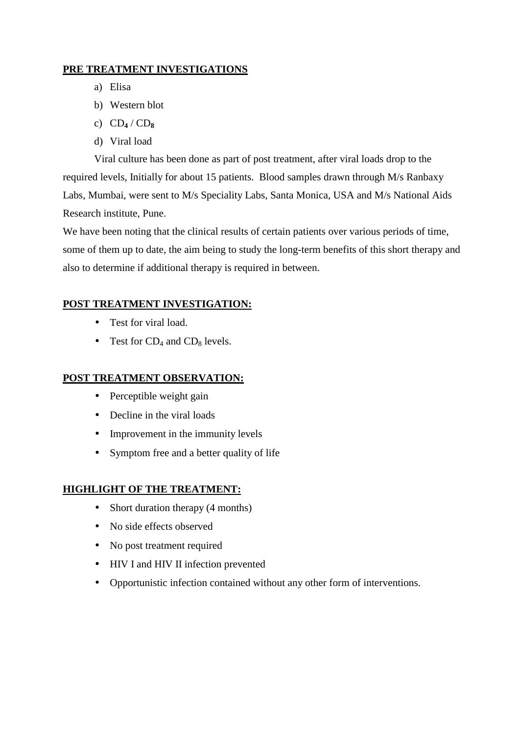**PRE TREATMENT INVESTIGATIONS**

a) Elisa
b) Western blot
c) $CD_4$ / $CD_8$
d) Viral load

Viral culture has been done as part of post treatment, after viral loads drop to the required levels, Initially for about 15 patients. Blood samples drawn through M/s Ranbaxy Labs, Mumbai, were sent to M/s Speciality Labs, Santa Monica, USA and M/s National Aids Research institute, Pune.

We have been noting that the clinical results of certain patients over various periods of time, some of them up to date, the aim being to study the long-term benefits of this short therapy and also to determine if additional therapy is required in between.

**POST TREATMENT INVESTIGATION:**

- Test for viral load.
- Test for $CD_4$ and $CD_8$ levels.

**POST TREATMENT OBSERVATION:**

- Perceptible weight gain
- Decline in the viral loads
- Improvement in the immunity levels
- Symptom free and a better quality of life

**HIGHLIGHT OF THE TREATMENT:**

- Short duration therapy (4 months)
- No side effects observed
- No post treatment required
- HIV I and HIV II infection prevented
- Opportunistic infection contained without any other form of interventions.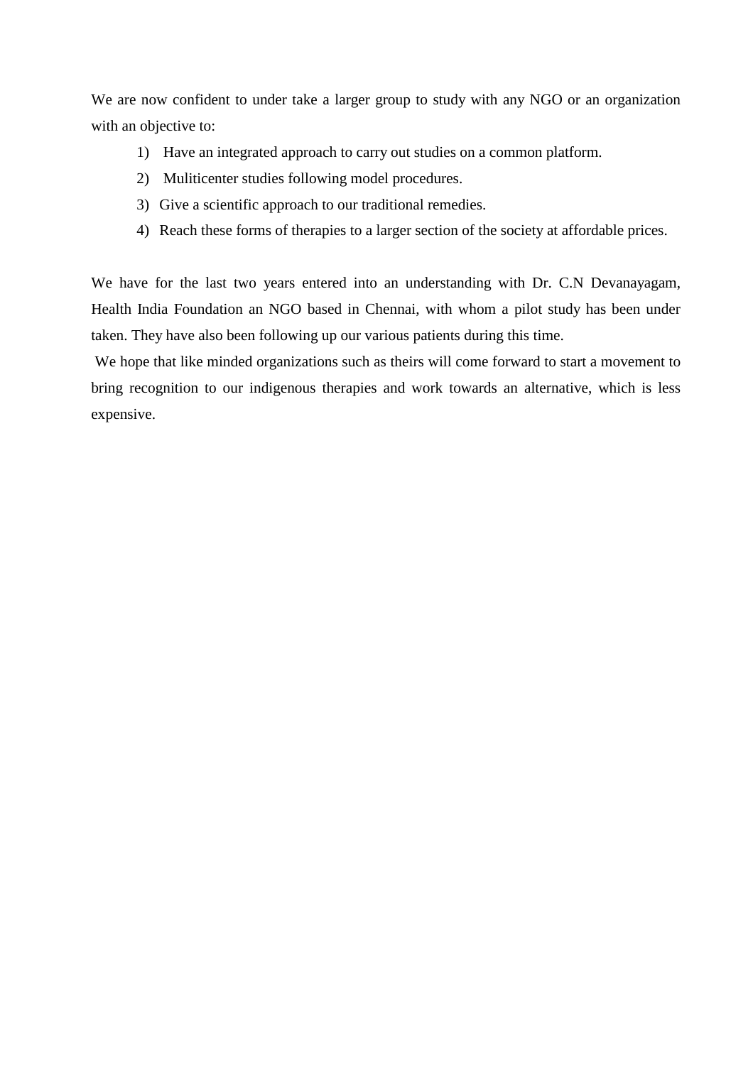We are now confident to under take a larger group to study with any NGO or an organization with an objective to:

1) Have an integrated approach to carry out studies on a common platform.
2) Muliticenter studies following model procedures.
3) Give a scientific approach to our traditional remedies.
4) Reach these forms of therapies to a larger section of the society at affordable prices.

We have for the last two years entered into an understanding with Dr. C.N Devanayagam, Health India Foundation an NGO based in Chennai, with whom a pilot study has been under taken. They have also been following up our various patients during this time.

We hope that like minded organizations such as theirs will come forward to start a movement to bring recognition to our indigenous therapies and work towards an alternative, which is less expensive.